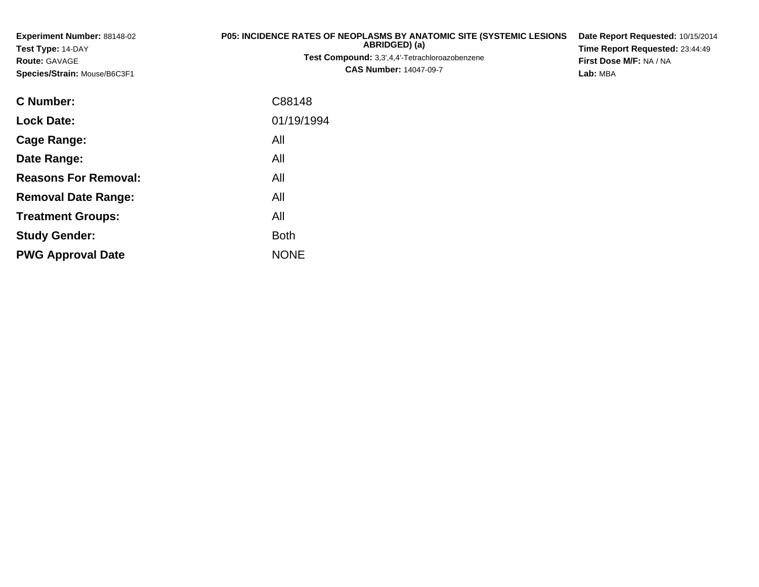**Experiment Number:** 88148-02
**Test Type:** 14-DAY
**Route:** GAVAGE
**Species/Strain:** Mouse/B6C3F1

**P05: INCIDENCE RATES OF NEOPLASMS BY ANATOMIC SITE (SYSTEMIC LESIONS ABRIDGED) (a)**
**Test Compound:** 3,3',4,4'-Tetrachloroazobenzene
**CAS Number:** 14047-09-7

**Date Report Requested:** 10/15/2014
**Time Report Requested:** 23:44:49
**First Dose M/F:** NA / NA
**Lab:** MBA

| | |
|---|---|
| **C Number:** | C88148 |
| **Lock Date:** | 01/19/1994 |
| **Cage Range:** | All |
| **Date Range:** | All |
| **Reasons For Removal:** | All |
| **Removal Date Range:** | All |
| **Treatment Groups:** | All |
| **Study Gender:** | Both |
| **PWG Approval Date** | NONE |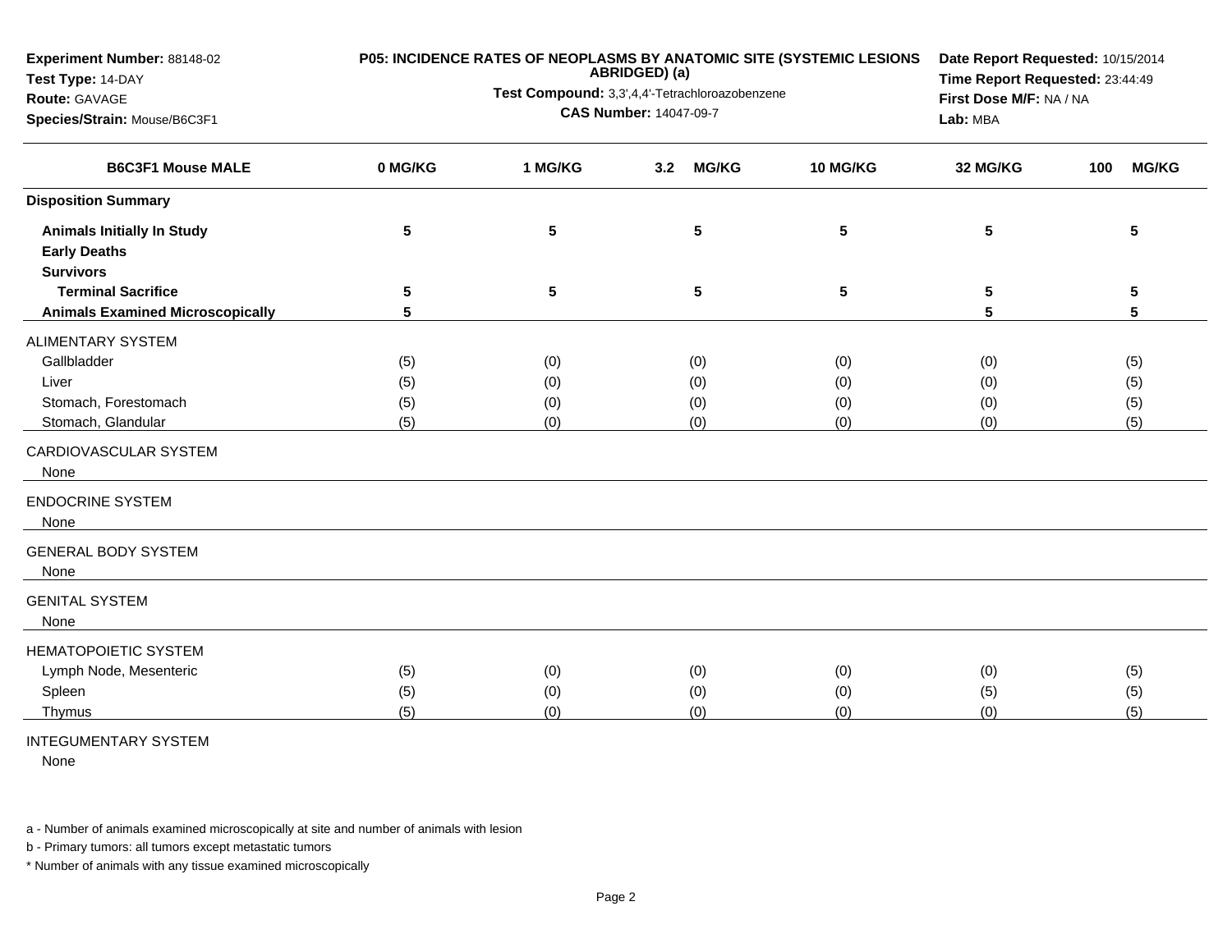**Experiment Number:** 88148-02
**Test Type:** 14-DAY
**Route:** GAVAGE
**Species/Strain:** Mouse/B6C3F1

**P05: INCIDENCE RATES OF NEOPLASMS BY ANATOMIC SITE (SYSTEMIC LESIONS ABRIDGED) (a)**
**Test Compound:** 3,3',4,4'-Tetrachloroazobenzene
**CAS Number:** 14047-09-7

**Date Report Requested:** 10/15/2014
**Time Report Requested:** 23:44:49
**First Dose M/F:** NA / NA
**Lab:** MBA

| B6C3F1 Mouse MALE | 0 MG/KG | 1 MG/KG | 3.2 MG/KG | 10 MG/KG | 32 MG/KG | 100 MG/KG |
|---|---|---|---|---|---|---|
| **Disposition Summary** | | | | | | |
| **Animals Initially In Study** | 5 | 5 | 5 | 5 | 5 | 5 |
| **Early Deaths** | | | | | | |
| **Survivors** | | | | | | |
| **Terminal Sacrifice** | 5 | 5 | 5 | 5 | 5 | 5 |
| **Animals Examined Microscopically** | 5 | | | | 5 | 5 |
| ALIMENTARY SYSTEM | | | | | | |
| Gallbladder | (5) | (0) | (0) | (0) | (0) | (5) |
| Liver | (5) | (0) | (0) | (0) | (0) | (5) |
| Stomach, Forestomach | (5) | (0) | (0) | (0) | (0) | (5) |
| Stomach, Glandular | (5) | (0) | (0) | (0) | (0) | (5) |
| CARDIOVASCULAR SYSTEM | | | | | | |
| None | | | | | | |
| ENDOCRINE SYSTEM | | | | | | |
| None | | | | | | |
| GENERAL BODY SYSTEM | | | | | | |
| None | | | | | | |
| GENITAL SYSTEM | | | | | | |
| None | | | | | | |
| HEMATOPOIETIC SYSTEM | | | | | | |
| Lymph Node, Mesenteric | (5) | (0) | (0) | (0) | (0) | (5) |
| Spleen | (5) | (0) | (0) | (0) | (5) | (5) |
| Thymus | (5) | (0) | (0) | (0) | (0) | (5) |
| INTEGUMENTARY SYSTEM | | | | | | |
| None | | | | | | |

a - Number of animals examined microscopically at site and number of animals with lesion

b - Primary tumors: all tumors except metastatic tumors

* Number of animals with any tissue examined microscopically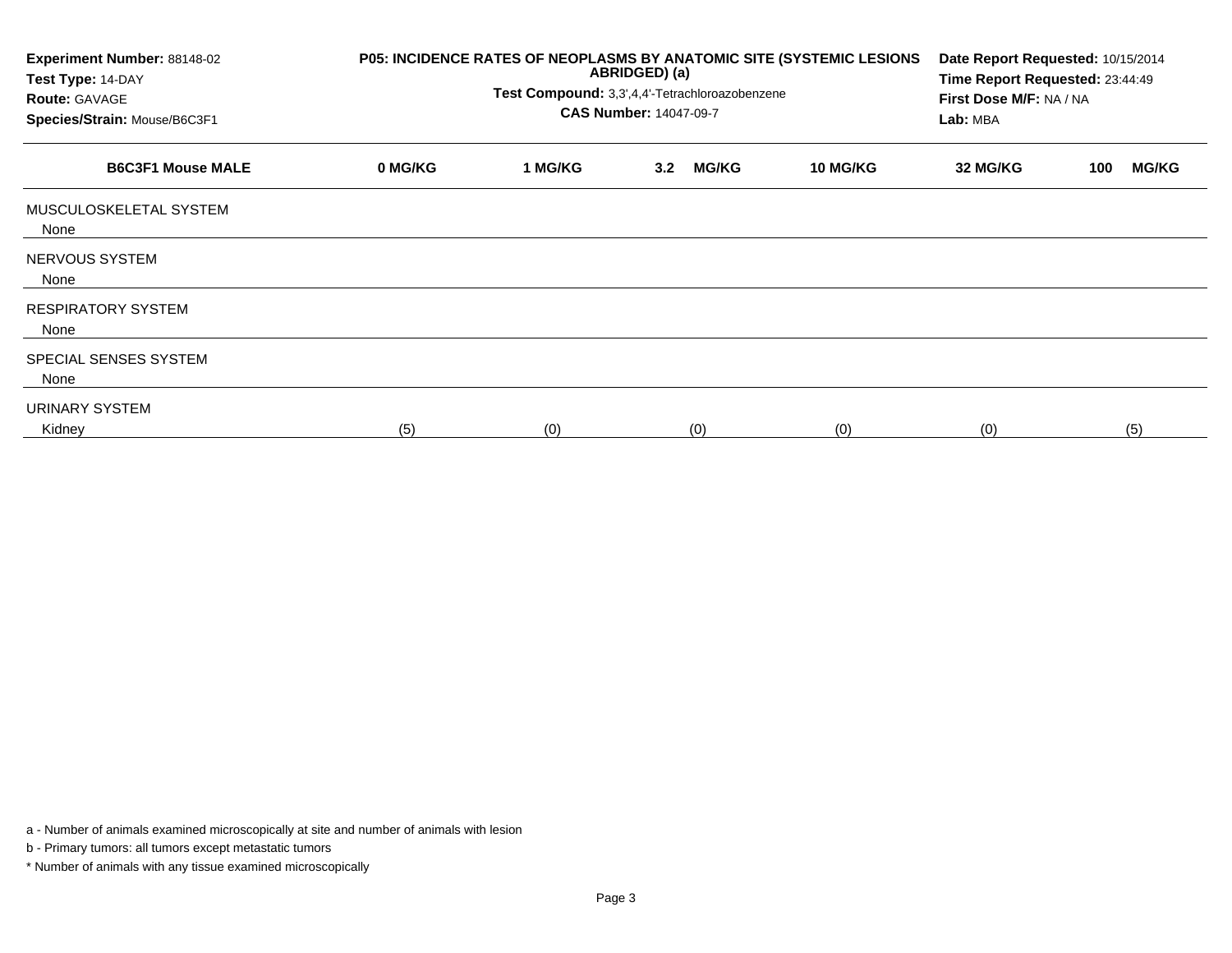Experiment Number: 88148-02
Test Type: 14-DAY
Route: GAVAGE
Species/Strain: Mouse/B6C3F1

**P05: INCIDENCE RATES OF NEOPLASMS BY ANATOMIC SITE (SYSTEMIC LESIONS ABRIDGED) (a)**

**Test Compound:** 3,3',4,4'-Tetrachloroazobenzene

**CAS Number:** 14047-09-7

Date Report Requested: 10/15/2014
Time Report Requested: 23:44:49
First Dose M/F: NA / NA
Lab: MBA

| B6C3F1 Mouse MALE | 0 MG/KG | 1 MG/KG | 3.2 MG/KG | 10 MG/KG | 32 MG/KG | 100 MG/KG |
|---|---|---|---|---|---|---|
| MUSCULOSKELETAL SYSTEM | | | | | | |
| None | | | | | | |
| NERVOUS SYSTEM | | | | | | |
| None | | | | | | |
| RESPIRATORY SYSTEM | | | | | | |
| None | | | | | | |
| SPECIAL SENSES SYSTEM | | | | | | |
| None | | | | | | |
| URINARY SYSTEM | | | | | | |
| Kidney | (5) | (0) | (0) | (0) | (0) | (5) |

a - Number of animals examined microscopically at site and number of animals with lesion

b - Primary tumors: all tumors except metastatic tumors

* Number of animals with any tissue examined microscopically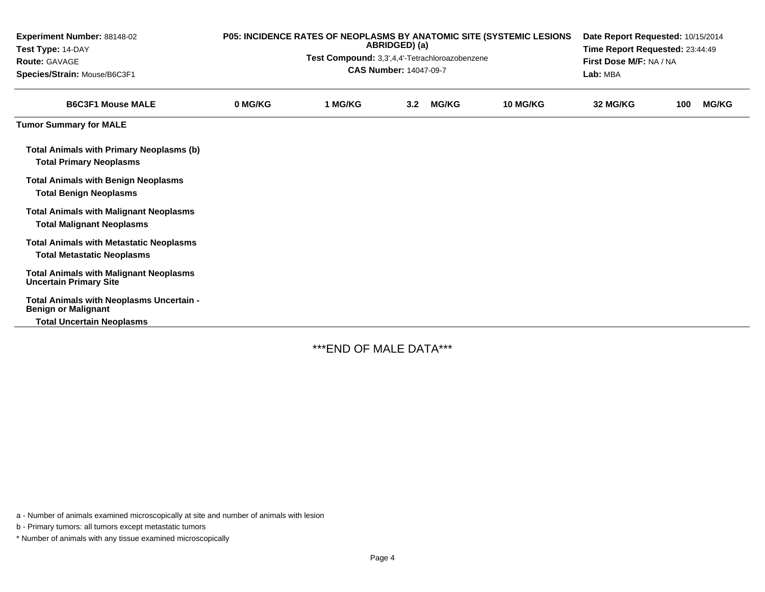**Experiment Number:** 88148-02
**Test Type:** 14-DAY
**Route:** GAVAGE
**Species/Strain:** Mouse/B6C3F1

**P05: INCIDENCE RATES OF NEOPLASMS BY ANATOMIC SITE (SYSTEMIC LESIONS ABRIDGED) (a)**

**Test Compound:** 3,3',4,4'-Tetrachloroazobenzene
**CAS Number:** 14047-09-7

**Date Report Requested:** 10/15/2014
**Time Report Requested:** 23:44:49
**First Dose M/F:** NA / NA
**Lab:** MBA

| B6C3F1 Mouse MALE | 0 MG/KG | 1 MG/KG | 3.2 MG/KG | 10 MG/KG | 32 MG/KG | 100 MG/KG |
|---|---|---|---|---|---|---|
| **Tumor Summary for MALE** | | | | | | |
| **Total Animals with Primary Neoplasms (b)** | | | | | | |
| **Total Primary Neoplasms** | | | | | | |
| **Total Animals with Benign Neoplasms** | | | | | | |
| **Total Benign Neoplasms** | | | | | | |
| **Total Animals with Malignant Neoplasms** | | | | | | |
| **Total Malignant Neoplasms** | | | | | | |
| **Total Animals with Metastatic Neoplasms** | | | | | | |
| **Total Metastatic Neoplasms** | | | | | | |
| **Total Animals with Malignant Neoplasms Uncertain Primary Site** | | | | | | |
| **Total Animals with Neoplasms Uncertain - Benign or Malignant** | | | | | | |
| **Total Uncertain Neoplasms** | | | | | | |

***END OF MALE DATA***

a - Number of animals examined microscopically at site and number of animals with lesion

b - Primary tumors: all tumors except metastatic tumors

* Number of animals with any tissue examined microscopically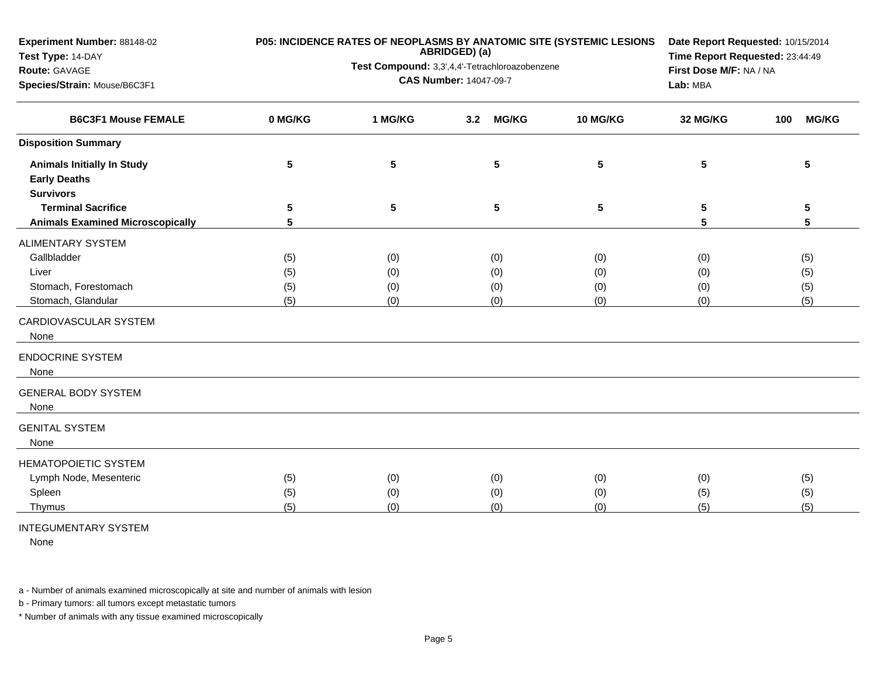**Experiment Number:** 88148-02
**Test Type:** 14-DAY
**Route:** GAVAGE
**Species/Strain:** Mouse/B6C3F1

**P05: INCIDENCE RATES OF NEOPLASMS BY ANATOMIC SITE (SYSTEMIC LESIONS ABRIDGED) (a)**
**Test Compound:** 3,3',4,4'-Tetrachloroazobenzene
**CAS Number:** 14047-09-7

**Date Report Requested:** 10/15/2014
**Time Report Requested:** 23:44:49
**First Dose M/F:** NA / NA
**Lab:** MBA

| B6C3F1 Mouse FEMALE | 0 MG/KG | 1 MG/KG | 3.2 MG/KG | 10 MG/KG | 32 MG/KG | 100 MG/KG |
|---|---|---|---|---|---|---|
| **Disposition Summary** | | | | | | |
| **Animals Initially In Study** | 5 | 5 | 5 | 5 | 5 | 5 |
| **Early Deaths** | | | | | | |
| **Survivors** | | | | | | |
| **Terminal Sacrifice** | 5 | 5 | 5 | 5 | 5 | 5 |
| **Animals Examined Microscopically** | 5 | | | | 5 | 5 |
| ALIMENTARY SYSTEM | | | | | | |
| Gallbladder | (5) | (0) | (0) | (0) | (0) | (5) |
| Liver | (5) | (0) | (0) | (0) | (0) | (5) |
| Stomach, Forestomach | (5) | (0) | (0) | (0) | (0) | (5) |
| Stomach, Glandular | (5) | (0) | (0) | (0) | (0) | (5) |
| CARDIOVASCULAR SYSTEM | | | | | | |
| None | | | | | | |
| ENDOCRINE SYSTEM | | | | | | |
| None | | | | | | |
| GENERAL BODY SYSTEM | | | | | | |
| None | | | | | | |
| GENITAL SYSTEM | | | | | | |
| None | | | | | | |
| HEMATOPOIETIC SYSTEM | | | | | | |
| Lymph Node, Mesenteric | (5) | (0) | (0) | (0) | (0) | (5) |
| Spleen | (5) | (0) | (0) | (0) | (5) | (5) |
| Thymus | (5) | (0) | (0) | (0) | (5) | (5) |
| INTEGUMENTARY SYSTEM | | | | | | |
| None | | | | | | |

a - Number of animals examined microscopically at site and number of animals with lesion

b - Primary tumors: all tumors except metastatic tumors

* Number of animals with any tissue examined microscopically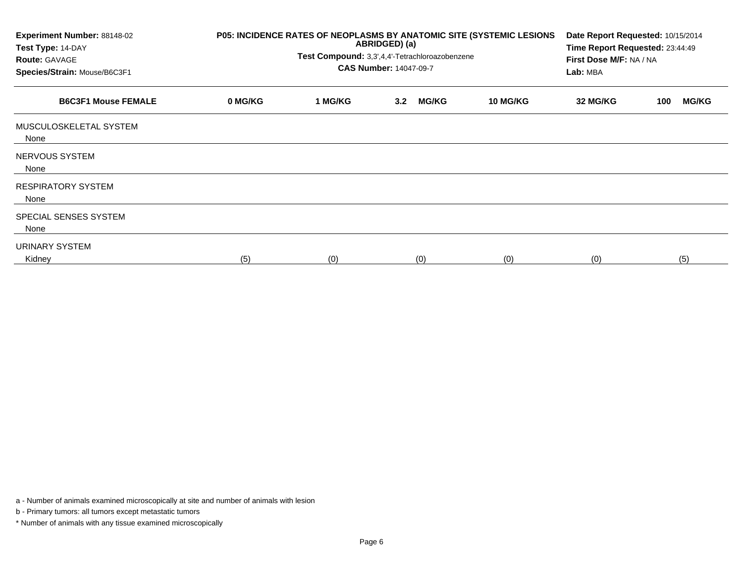| Experiment Number: 88148-02 | P05: INCIDENCE RATES OF NEOPLASMS BY ANATOMIC SITE (SYSTEMIC LESIONS ABRIDGED) (a) | Date Report Requested: 10/15/2014 |
|---|---|---|
| Test Type: 14-DAY | Test Compound: 3,3',4,4'-Tetrachloroazobenzene | Time Report Requested: 23:44:49 |
| Route: GAVAGE | CAS Number: 14047-09-7 | First Dose M/F: NA / NA |
| Species/Strain: Mouse/B6C3F1 | | Lab: MBA |

| B6C3F1 Mouse FEMALE | 0 MG/KG | 1 MG/KG | 3.2 MG/KG | 10 MG/KG | 32 MG/KG | 100 MG/KG |
|---|---|---|---|---|---|---|
| MUSCULOSKELETAL SYSTEM | | | | | | |
| None | | | | | | |
| NERVOUS SYSTEM | | | | | | |
| None | | | | | | |
| RESPIRATORY SYSTEM | | | | | | |
| None | | | | | | |
| SPECIAL SENSES SYSTEM | | | | | | |
| None | | | | | | |
| URINARY SYSTEM | | | | | | |
| Kidney | (5) | (0) | (0) | (0) | (0) | (5) |

a - Number of animals examined microscopically at site and number of animals with lesion

b - Primary tumors: all tumors except metastatic tumors

* Number of animals with any tissue examined microscopically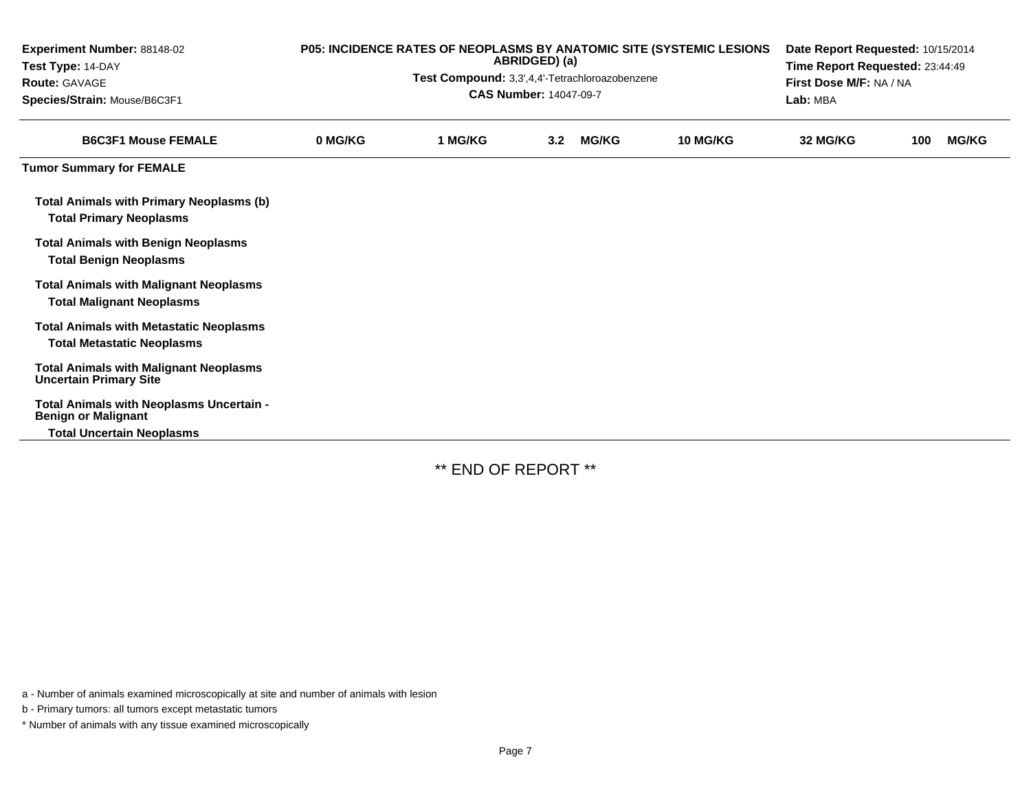**Experiment Number:** 88148-02
**Test Type:** 14-DAY
**Route:** GAVAGE
**Species/Strain:** Mouse/B6C3F1

**P05: INCIDENCE RATES OF NEOPLASMS BY ANATOMIC SITE (SYSTEMIC LESIONS ABRIDGED) (a)**
**Test Compound:** 3,3',4,4'-Tetrachloroazobenzene
**CAS Number:** 14047-09-7

**Date Report Requested:** 10/15/2014
**Time Report Requested:** 23:44:49
**First Dose M/F:** NA / NA
**Lab:** MBA

| B6C3F1 Mouse FEMALE | 0 MG/KG | 1 MG/KG | 3.2 MG/KG | 10 MG/KG | 32 MG/KG | 100 MG/KG |
|---|---|---|---|---|---|---|
| **Tumor Summary for FEMALE** | | | | | | |
| **Total Animals with Primary Neoplasms (b)** | | | | | | |
| **Total Primary Neoplasms** | | | | | | |
| **Total Animals with Benign Neoplasms** | | | | | | |
| **Total Benign Neoplasms** | | | | | | |
| **Total Animals with Malignant Neoplasms** | | | | | | |
| **Total Malignant Neoplasms** | | | | | | |
| **Total Animals with Metastatic Neoplasms** | | | | | | |
| **Total Metastatic Neoplasms** | | | | | | |
| **Total Animals with Malignant Neoplasms Uncertain Primary Site** | | | | | | |
| **Total Animals with Neoplasms Uncertain - Benign or Malignant** | | | | | | |
| **Total Uncertain Neoplasms** | | | | | | |

** END OF REPORT **

a - Number of animals examined microscopically at site and number of animals with lesion

b - Primary tumors: all tumors except metastatic tumors

* Number of animals with any tissue examined microscopically